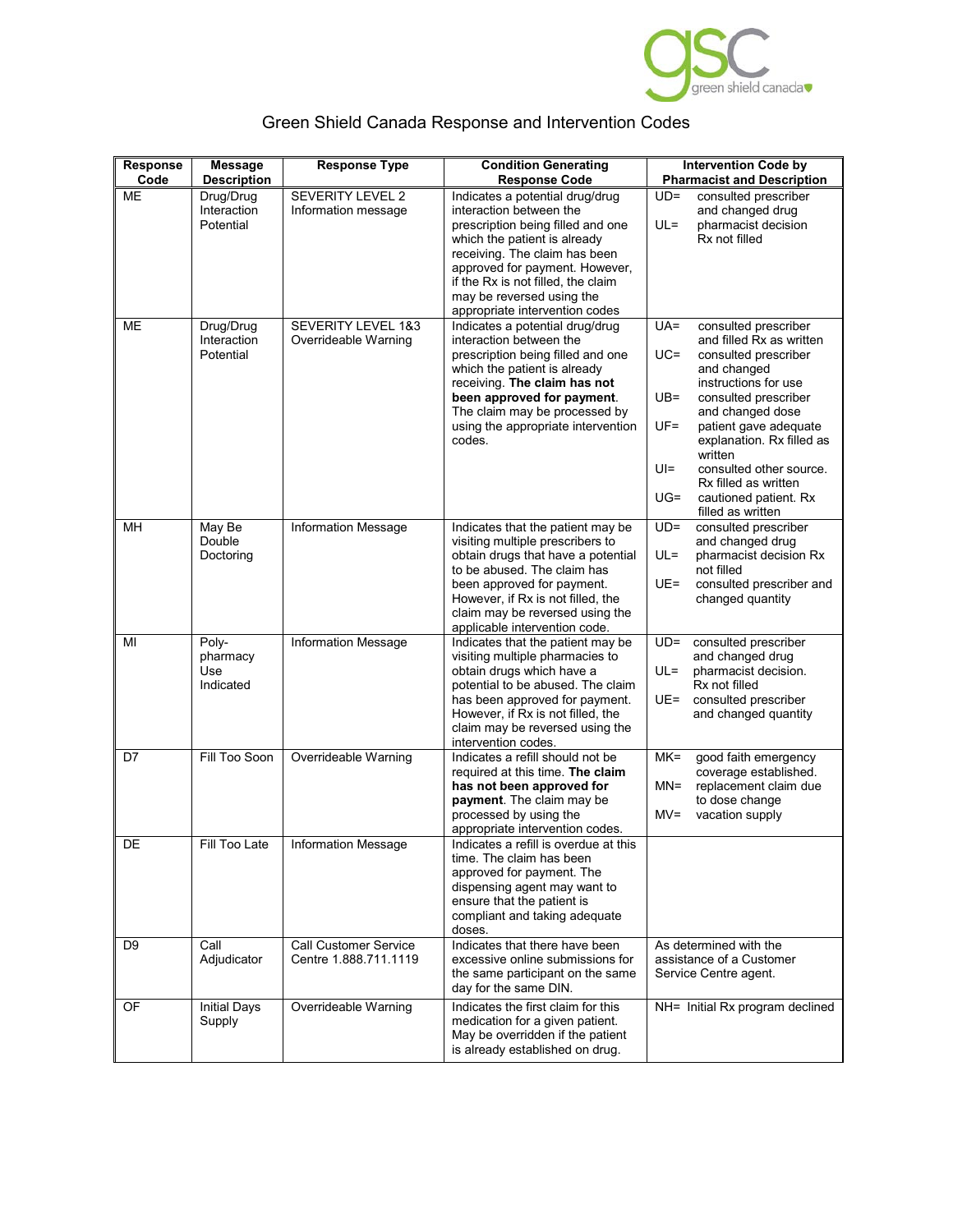# Green Shield Canada Response and Intervention Codes

| Response Code | Message Description | Response Type | Condition Generating Response Code | Intervention Code by Pharmacist and Description |
|---|---|---|---|---|
| ME | Drug/Drug Interaction Potential | SEVERITY LEVEL 2 Information message | Indicates a potential drug/drug interaction between the prescription being filled and one which the patient is already receiving. The claim has been approved for payment. However, if the Rx is not filled, the claim may be reversed using the appropriate intervention codes | UD= consulted prescriber and changed drug<br>UL= pharmacist decision Rx not filled |
| ME | Drug/Drug Interaction Potential | SEVERITY LEVEL 1&3 Overrideable Warning | Indicates a potential drug/drug interaction between the prescription being filled and one which the patient is already receiving. **The claim has not been approved for payment**. The claim may be processed by using the appropriate intervention codes. | UA= consulted prescriber and filled Rx as written<br>UC= consulted prescriber and changed instructions for use<br>UB= consulted prescriber and changed dose<br>UF= patient gave adequate explanation. Rx filled as written<br>UI= consulted other source. Rx filled as written<br>UG= cautioned patient. Rx filled as written |
| MH | May Be Double Doctoring | Information Message | Indicates that the patient may be visiting multiple prescribers to obtain drugs that have a potential to be abused. The claim has been approved for payment. However, if Rx is not filled, the claim may be reversed using the applicable intervention code. | UD= consulted prescriber and changed drug<br>UL= pharmacist decision Rx not filled<br>UE= consulted prescriber and changed quantity |
| MI | Poly-pharmacy Use Indicated | Information Message | Indicates that the patient may be visiting multiple pharmacies to obtain drugs which have a potential to be abused. The claim has been approved for payment. However, if Rx is not filled, the claim may be reversed using the intervention codes. | UD= consulted prescriber and changed drug<br>UL= pharmacist decision. Rx not filled<br>UE= consulted prescriber and changed quantity |
| D7 | Fill Too Soon | Overrideable Warning | Indicates a refill should not be required at this time. **The claim has not been approved for payment**. The claim may be processed by using the appropriate intervention codes. | MK= good faith emergency coverage established.<br>MN= replacement claim due to dose change<br>MV= vacation supply |
| DE | Fill Too Late | Information Message | Indicates a refill is overdue at this time. The claim has been approved for payment. The dispensing agent may want to ensure that the patient is compliant and taking adequate doses. | |
| D9 | Call Adjudicator | Call Customer Service Centre 1.888.711.1119 | Indicates that there have been excessive online submissions for the same participant on the same day for the same DIN. | As determined with the assistance of a Customer Service Centre agent. |
| OF | Initial Days Supply | Overrideable Warning | Indicates the first claim for this medication for a given patient. May be overridden if the patient is already established on drug. | NH= Initial Rx program declined |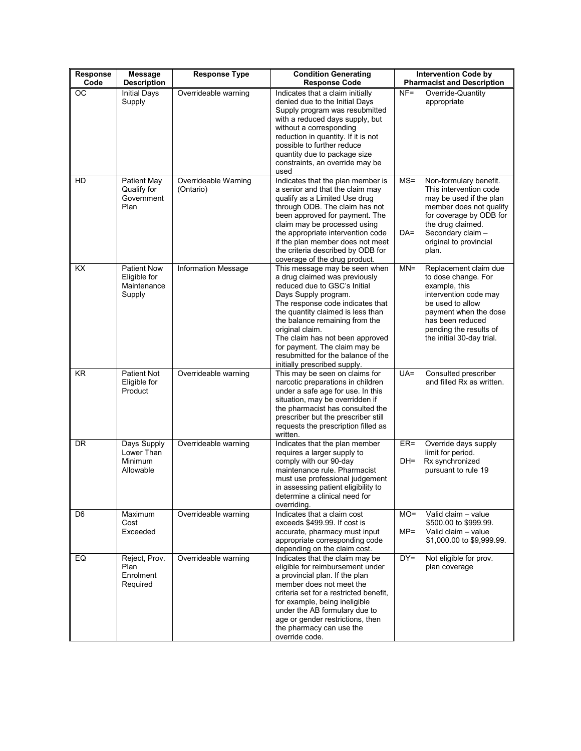| Response Code | Message Description | Response Type | Condition Generating Response Code | Intervention Code by Pharmacist and Description |
|---|---|---|---|---|
| OC | Initial Days Supply | Overrideable warning | Indicates that a claim initially denied due to the Initial Days Supply program was resubmitted with a reduced days supply, but without a corresponding reduction in quantity. If it is not possible to further reduce quantity due to package size constraints, an override may be used | NF= Override-Quantity appropriate |
| HD | Patient May Qualify for Government Plan | Overrideable Warning (Ontario) | Indicates that the plan member is a senior and that the claim may qualify as a Limited Use drug through ODB. The claim has not been approved for payment. The claim may be processed using the appropriate intervention code if the plan member does not meet the criteria described by ODB for coverage of the drug product. | MS= Non-formulary benefit. This intervention code may be used if the plan member does not qualify for coverage by ODB for the drug claimed.<br>DA= Secondary claim – original to provincial plan. |
| KX | Patient Now Eligible for Maintenance Supply | Information Message | This message may be seen when a drug claimed was previously reduced due to GSC's Initial Days Supply program.<br>The response code indicates that the quantity claimed is less than the balance remaining from the original claim.<br>The claim has not been approved for payment. The claim may be resubmitted for the balance of the initially prescribed supply. | MN= Replacement claim due to dose change. For example, this intervention code may be used to allow payment when the dose has been reduced pending the results of the initial 30-day trial. |
| KR | Patient Not Eligible for Product | Overrideable warning | This may be seen on claims for narcotic preparations in children under a safe age for use. In this situation, may be overridden if the pharmacist has consulted the prescriber but the prescriber still requests the prescription filled as written. | UA= Consulted prescriber and filled Rx as written. |
| DR | Days Supply Lower Than Minimum Allowable | Overrideable warning | Indicates that the plan member requires a larger supply to comply with our 90-day maintenance rule. Pharmacist must use professional judgement in assessing patient eligibility to determine a clinical need for overriding. | ER= Override days supply limit for period.<br>DH= Rx synchronized pursuant to rule 19 |
| D6 | Maximum Cost Exceeded | Overrideable warning | Indicates that a claim cost exceeds $499.99. If cost is accurate, pharmacy must input appropriate corresponding code depending on the claim cost. | MO= Valid claim – value $500.00 to $999.99.<br>MP= Valid claim – value $1,000.00 to $9,999.99. |
| EQ | Reject, Prov. Plan Enrolment Required | Overrideable warning | Indicates that the claim may be eligible for reimbursement under a provincial plan. If the plan member does not meet the criteria set for a restricted benefit, for example, being ineligible under the AB formulary due to age or gender restrictions, then the pharmacy can use the override code. | DY= Not eligible for prov. plan coverage |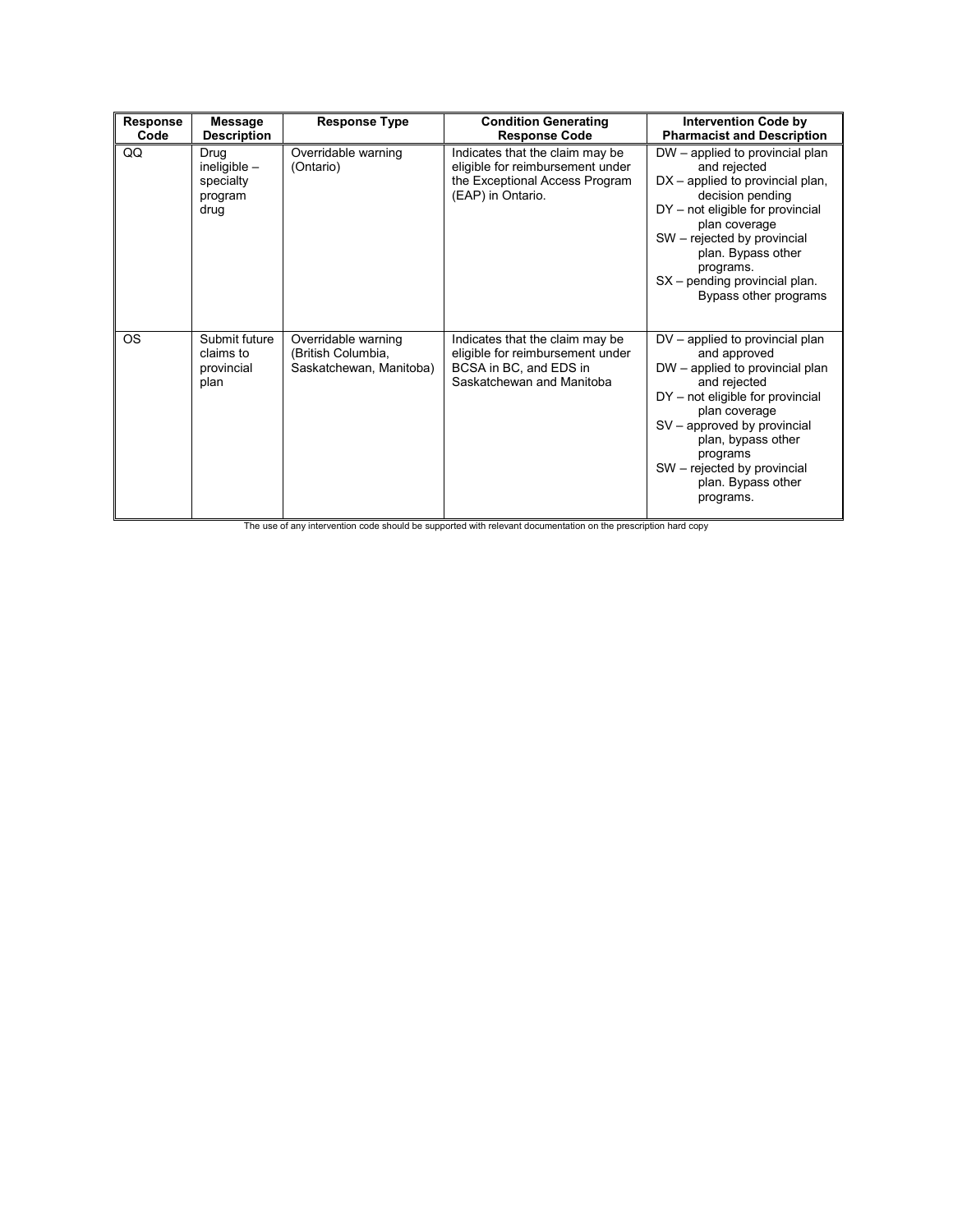| Response Code | Message Description | Response Type | Condition Generating Response Code | Intervention Code by Pharmacist and Description |
|---|---|---|---|---|
| QQ | Drug ineligible – specialty program drug | Overridable warning (Ontario) | Indicates that the claim may be eligible for reimbursement under the Exceptional Access Program (EAP) in Ontario. | DW – applied to provincial plan and rejected<br>DX – applied to provincial plan, decision pending<br>DY – not eligible for provincial plan coverage<br>SW – rejected by provincial plan. Bypass other programs.<br>SX – pending provincial plan. Bypass other programs |
| OS | Submit future claims to provincial plan | Overridable warning (British Columbia, Saskatchewan, Manitoba) | Indicates that the claim may be eligible for reimbursement under BCSA in BC, and EDS in Saskatchewan and Manitoba | DV – applied to provincial plan and approved<br>DW – applied to provincial plan and rejected<br>DY – not eligible for provincial plan coverage<br>SV – approved by provincial plan, bypass other programs<br>SW – rejected by provincial plan. Bypass other programs. |

The use of any intervention code should be supported with relevant documentation on the prescription hard copy